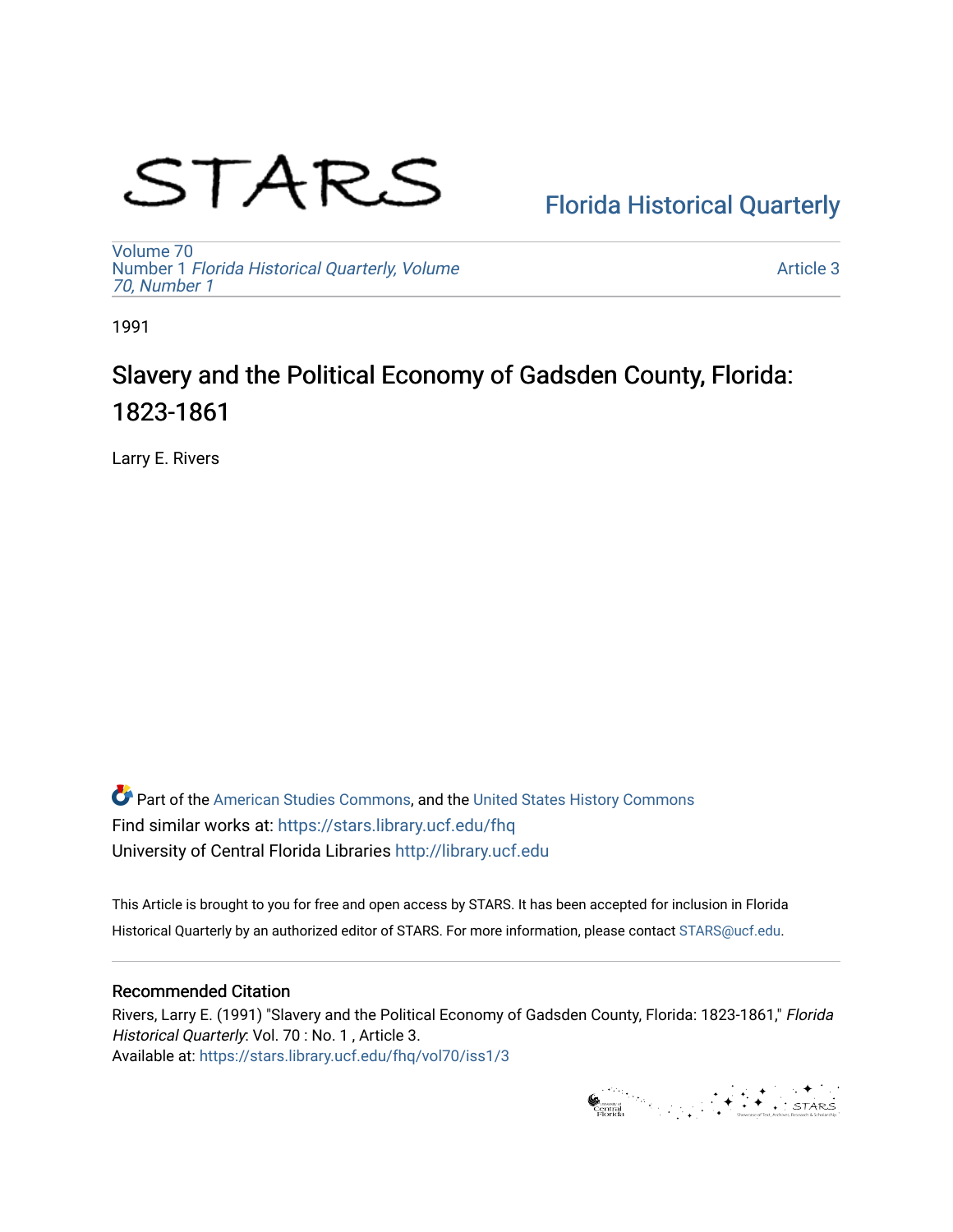STARS

Florida Historical Quarterly

Volume 70
Number 1 *Florida Historical Quarterly, Volume 70, Number 1*

Article 3

1991

# Slavery and the Political Economy of Gadsden County, Florida: 1823-1861

Larry E. Rivers

Part of the American Studies Commons, and the United States History Commons
Find similar works at: https://stars.library.ucf.edu/fhq
University of Central Florida Libraries http://library.ucf.edu

This Article is brought to you for free and open access by STARS. It has been accepted for inclusion in Florida Historical Quarterly by an authorized editor of STARS. For more information, please contact STARS@ucf.edu.

## Recommended Citation

Rivers, Larry E. (1991) "Slavery and the Political Economy of Gadsden County, Florida: 1823-1861," *Florida Historical Quarterly*: Vol. 70 : No. 1 , Article 3.
Available at: https://stars.library.ucf.edu/fhq/vol70/iss1/3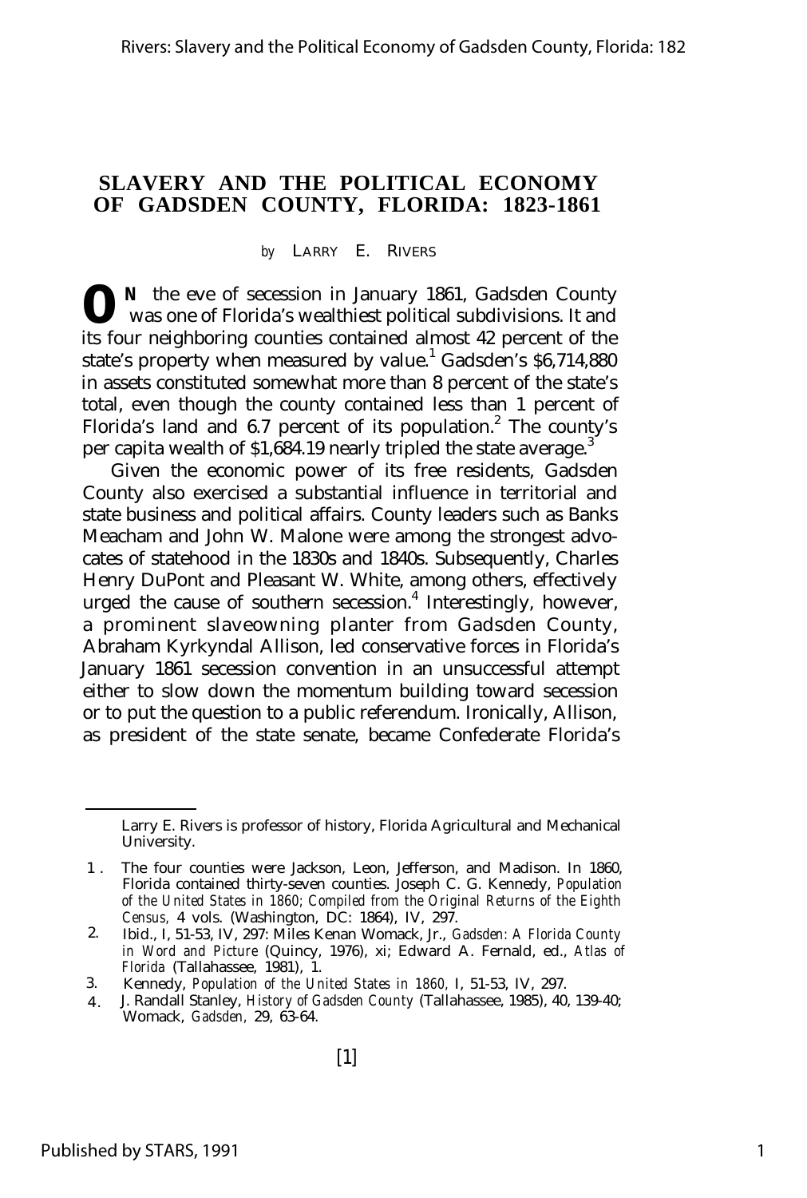# SLAVERY AND THE POLITICAL ECONOMY OF GADSDEN COUNTY, FLORIDA: 1823-1861

*by* LARRY E. RIVERS

ON the eve of secession in January 1861, Gadsden County was one of Florida's wealthiest political subdivisions. It and its four neighboring counties contained almost 42 percent of the state's property when measured by value.[1] Gadsden's $6,714,880 in assets constituted somewhat more than 8 percent of the state's total, even though the county contained less than 1 percent of Florida's land and 6.7 percent of its population.[2] The county's per capita wealth of $1,684.19 nearly tripled the state average.[3]

Given the economic power of its free residents, Gadsden County also exercised a substantial influence in territorial and state business and political affairs. County leaders such as Banks Meacham and John W. Malone were among the strongest advocates of statehood in the 1830s and 1840s. Subsequently, Charles Henry DuPont and Pleasant W. White, among others, effectively urged the cause of southern secession.[4] Interestingly, however, a prominent slaveowning planter from Gadsden County, Abraham Kyrkyndal Allison, led conservative forces in Florida's January 1861 secession convention in an unsuccessful attempt either to slow down the momentum building toward secession or to put the question to a public referendum. Ironically, Allison, as president of the state senate, became Confederate Florida's

---

Larry E. Rivers is professor of history, Florida Agricultural and Mechanical University.

1. The four counties were Jackson, Leon, Jefferson, and Madison. In 1860, Florida contained thirty-seven counties. Joseph C. G. Kennedy, *Population of the United States in 1860; Compiled from the Original Returns of the Eighth Census,* 4 vols. (Washington, DC: 1864), IV, 297.
2. Ibid., I, 51-53, IV, 297: Miles Kenan Womack, Jr., *Gadsden: A Florida County in Word and Picture* (Quincy, 1976), xi; Edward A. Fernald, ed., *Atlas of Florida* (Tallahassee, 1981), 1.
3. Kennedy, *Population of the United States in 1860,* I, 51-53, IV, 297.
4. J. Randall Stanley, *History of Gadsden County* (Tallahassee, 1985), 40, 139-40; Womack, *Gadsden,* 29, 63-64.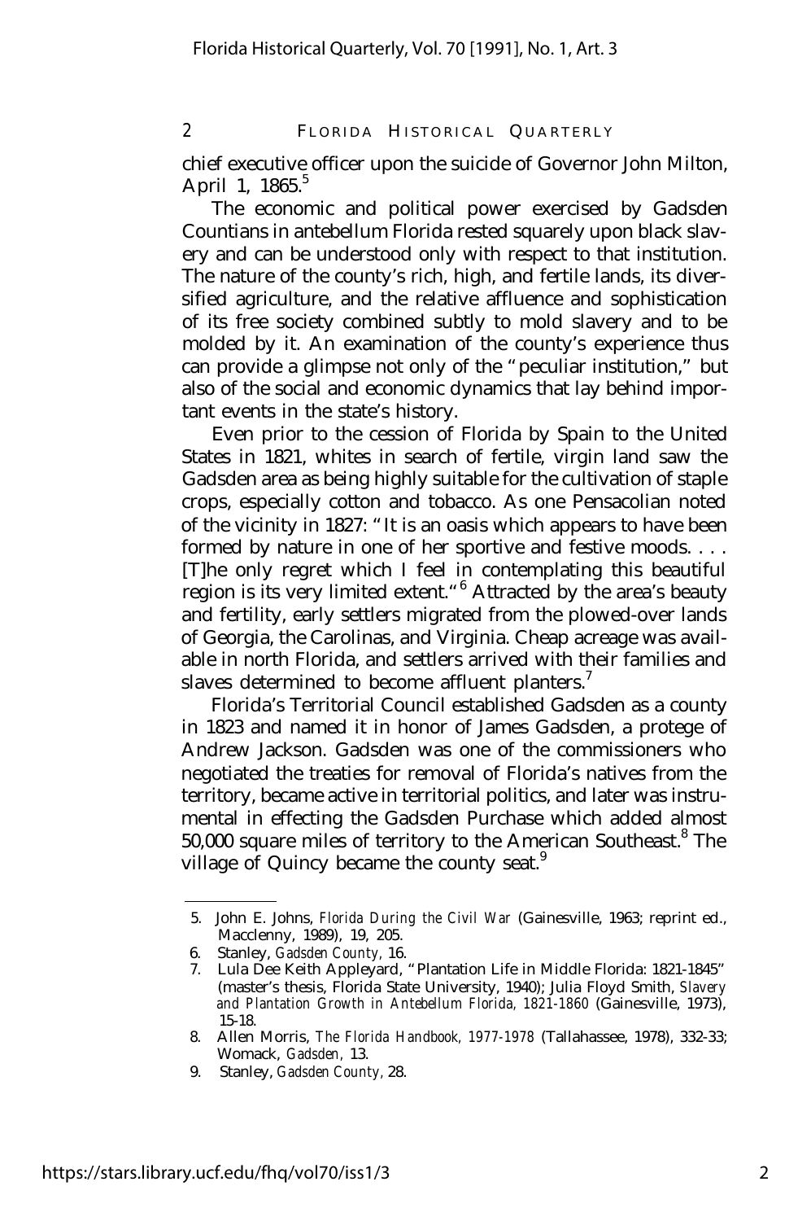chief executive officer upon the suicide of Governor John Milton, April 1, 1865.[5]

The economic and political power exercised by Gadsden Countians in antebellum Florida rested squarely upon black slavery and can be understood only with respect to that institution. The nature of the county's rich, high, and fertile lands, its diversified agriculture, and the relative affluence and sophistication of its free society combined subtly to mold slavery and to be molded by it. An examination of the county's experience thus can provide a glimpse not only of the "peculiar institution," but also of the social and economic dynamics that lay behind important events in the state's history.

Even prior to the cession of Florida by Spain to the United States in 1821, whites in search of fertile, virgin land saw the Gadsden area as being highly suitable for the cultivation of staple crops, especially cotton and tobacco. As one Pensacolian noted of the vicinity in 1827: "It is an oasis which appears to have been formed by nature in one of her sportive and festive moods. . . . [T]he only regret which I feel in contemplating this beautiful region is its very limited extent."[6] Attracted by the area's beauty and fertility, early settlers migrated from the plowed-over lands of Georgia, the Carolinas, and Virginia. Cheap acreage was available in north Florida, and settlers arrived with their families and slaves determined to become affluent planters.[7]

Florida's Territorial Council established Gadsden as a county in 1823 and named it in honor of James Gadsden, a protege of Andrew Jackson. Gadsden was one of the commissioners who negotiated the treaties for removal of Florida's natives from the territory, became active in territorial politics, and later was instrumental in effecting the Gadsden Purchase which added almost 50,000 square miles of territory to the American Southeast.[8] The village of Quincy became the county seat.[9]

---

5. John E. Johns, *Florida During the Civil War* (Gainesville, 1963; reprint ed., Macclenny, 1989), 19, 205.
6. Stanley, *Gadsden County*, 16.
7. Lula Dee Keith Appleyard, "Plantation Life in Middle Florida: 1821-1845" (master's thesis, Florida State University, 1940); Julia Floyd Smith, *Slavery and Plantation Growth in Antebellum Florida, 1821-1860* (Gainesville, 1973), 15-18.
8. Allen Morris, *The Florida Handbook, 1977-1978* (Tallahassee, 1978), 332-33; Womack, *Gadsden*, 13.
9. Stanley, *Gadsden County*, 28.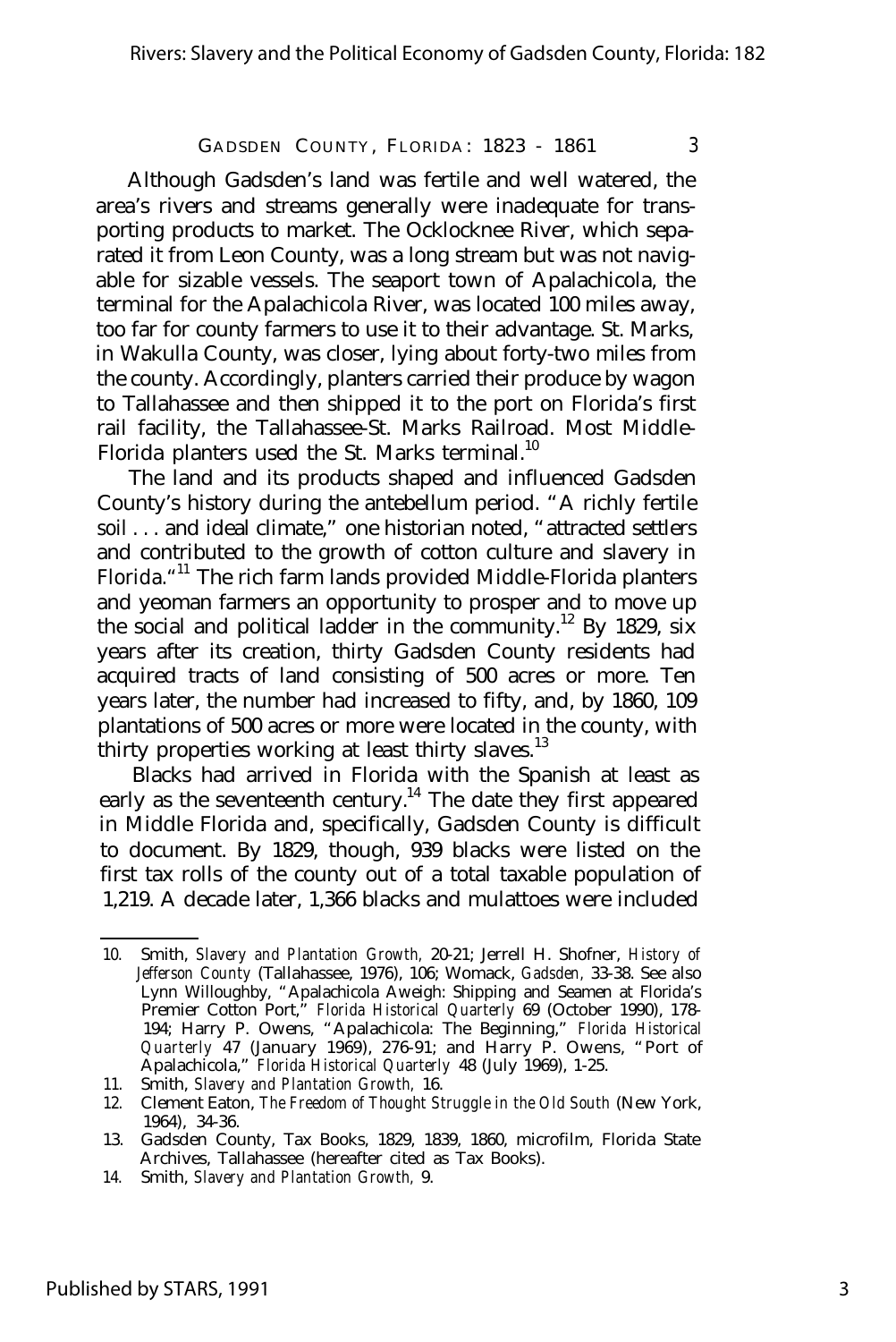Although Gadsden's land was fertile and well watered, the area's rivers and streams generally were inadequate for transporting products to market. The Ocklocknee River, which separated it from Leon County, was a long stream but was not navigable for sizable vessels. The seaport town of Apalachicola, the terminal for the Apalachicola River, was located 100 miles away, too far for county farmers to use it to their advantage. St. Marks, in Wakulla County, was closer, lying about forty-two miles from the county. Accordingly, planters carried their produce by wagon to Tallahassee and then shipped it to the port on Florida's first rail facility, the Tallahassee-St. Marks Railroad. Most Middle-Florida planters used the St. Marks terminal.[10]

The land and its products shaped and influenced Gadsden County's history during the antebellum period. "A richly fertile soil . . . and ideal climate," one historian noted, "attracted settlers and contributed to the growth of cotton culture and slavery in Florida."[11] The rich farm lands provided Middle-Florida planters and yeoman farmers an opportunity to prosper and to move up the social and political ladder in the community.[12] By 1829, six years after its creation, thirty Gadsden County residents had acquired tracts of land consisting of 500 acres or more. Ten years later, the number had increased to fifty, and, by 1860, 109 plantations of 500 acres or more were located in the county, with thirty properties working at least thirty slaves.[13]

Blacks had arrived in Florida with the Spanish at least as early as the seventeenth century.[14] The date they first appeared in Middle Florida and, specifically, Gadsden County is difficult to document. By 1829, though, 939 blacks were listed on the first tax rolls of the county out of a total taxable population of 1,219. A decade later, 1,366 blacks and mulattoes were included

---

10. Smith, *Slavery and Plantation Growth,* 20-21; Jerrell H. Shofner, *History of Jefferson County* (Tallahassee, 1976), 106; Womack, *Gadsden,* 33-38. See also Lynn Willoughby, "Apalachicola Aweigh: Shipping and Seamen at Florida's Premier Cotton Port," *Florida Historical Quarterly* 69 (October 1990), 178-194; Harry P. Owens, "Apalachicola: The Beginning," *Florida Historical Quarterly* 47 (January 1969), 276-91; and Harry P. Owens, "Port of Apalachicola," *Florida Historical Quarterly* 48 (July 1969), 1-25.
11. Smith, *Slavery and Plantation Growth,* 16.
12. Clement Eaton, *The Freedom of Thought Struggle in the Old South* (New York, 1964), 34-36.
13. Gadsden County, Tax Books, 1829, 1839, 1860, microfilm, Florida State Archives, Tallahassee (hereafter cited as Tax Books).
14. Smith, *Slavery and Plantation Growth,* 9.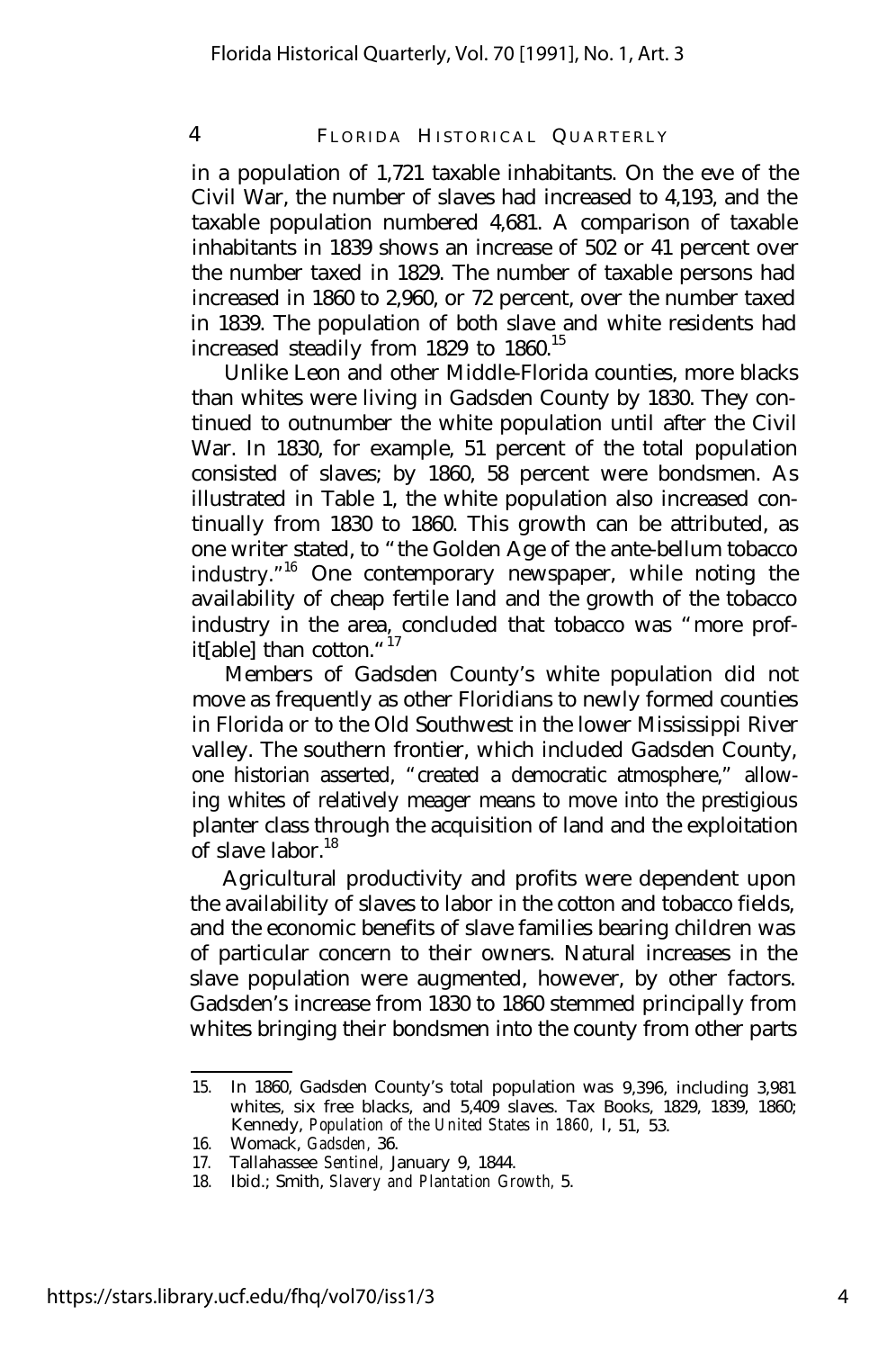in a population of 1,721 taxable inhabitants. On the eve of the Civil War, the number of slaves had increased to 4,193, and the taxable population numbered 4,681. A comparison of taxable inhabitants in 1839 shows an increase of 502 or 41 percent over the number taxed in 1829. The number of taxable persons had increased in 1860 to 2,960, or 72 percent, over the number taxed in 1839. The population of both slave and white residents had increased steadily from 1829 to 1860.[15]

Unlike Leon and other Middle-Florida counties, more blacks than whites were living in Gadsden County by 1830. They continued to outnumber the white population until after the Civil War. In 1830, for example, 51 percent of the total population consisted of slaves; by 1860, 58 percent were bondsmen. As illustrated in Table 1, the white population also increased continually from 1830 to 1860. This growth can be attributed, as one writer stated, to "the Golden Age of the ante-bellum tobacco industry."[16] One contemporary newspaper, while noting the availability of cheap fertile land and the growth of the tobacco industry in the area, concluded that tobacco was "more profit[able] than cotton."[17]

Members of Gadsden County's white population did not move as frequently as other Floridians to newly formed counties in Florida or to the Old Southwest in the lower Mississippi River valley. The southern frontier, which included Gadsden County, one historian asserted, "created a democratic atmosphere," allowing whites of relatively meager means to move into the prestigious planter class through the acquisition of land and the exploitation of slave labor.[18]

Agricultural productivity and profits were dependent upon the availability of slaves to labor in the cotton and tobacco fields, and the economic benefits of slave families bearing children was of particular concern to their owners. Natural increases in the slave population were augmented, however, by other factors. Gadsden's increase from 1830 to 1860 stemmed principally from whites bringing their bondsmen into the county from other parts

---

15. In 1860, Gadsden County's total population was 9,396, including 3,981 whites, six free blacks, and 5,409 slaves. Tax Books, 1829, 1839, 1860; Kennedy, *Population of the United States in 1860,* I, 51, 53.
16. Womack, *Gadsden,* 36.
17. Tallahassee *Sentinel,* January 9, 1844.
18. Ibid.; Smith, *Slavery and Plantation Growth,* 5.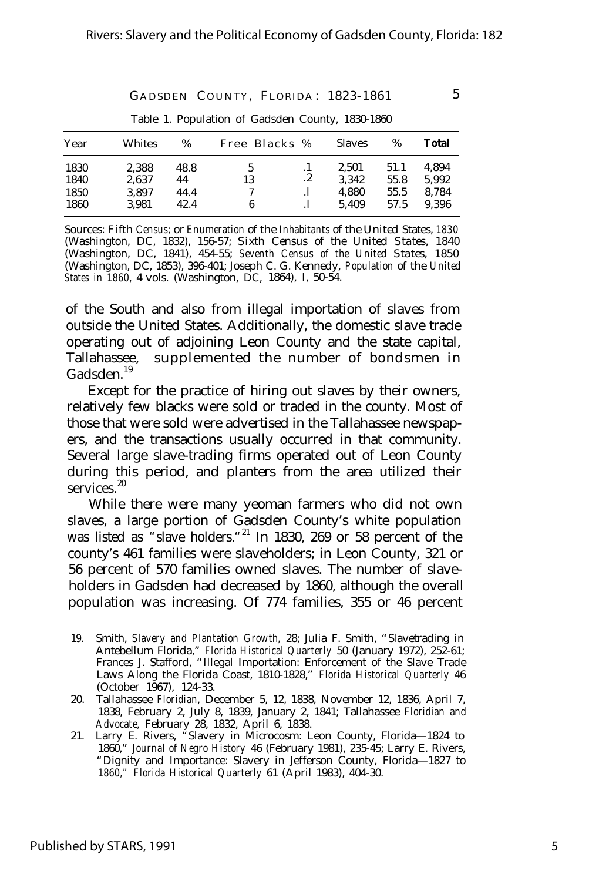Table 1. Population of Gadsden County, 1830-1860

| Year | Whites | % | Free Blacks | % | Slaves | % | **Total** |
|---|---|---|---|---|---|---|---|
| 1830 | 2,388 | 48.8 | 5 | .1 | 2,501 | 51.1 | 4,894 |
| 1840 | 2,637 | 44 | 13 | .2 | 3,342 | 55.8 | 5,992 |
| 1850 | 3,897 | 44.4 | 7 | .l | 4,880 | 55.5 | 8,784 |
| 1860 | 3,981 | 42.4 | 6 | .l | 5,409 | 57.5 | 9,396 |

Sources: Fifth *Census;* or *Enumeration* of the *Inhabitants* of the United States, *1830* (Washington, DC, 1832), 156-57; Sixth Census of the United States, 1840 (Washington, DC, 1841), 454-55; *Seventh Census of the United* States, 1850 (Washington, DC, 1853), 396-401; Joseph C. G. Kennedy, *Population* of the *United States in 1860,* 4 vols. (Washington, DC, 1864), I, 50-54.

of the South and also from illegal importation of slaves from outside the United States. Additionally, the domestic slave trade operating out of adjoining Leon County and the state capital, Tallahassee, supplemented the number of bondsmen in Gadsden.[19]

Except for the practice of hiring out slaves by their owners, relatively few blacks were sold or traded in the county. Most of those that were sold were advertised in the Tallahassee newspapers, and the transactions usually occurred in that community. Several large slave-trading firms operated out of Leon County during this period, and planters from the area utilized their services.[20]

While there were many yeoman farmers who did not own slaves, a large portion of Gadsden County's white population was listed as "slave holders."[21] In 1830, 269 or 58 percent of the county's 461 families were slaveholders; in Leon County, 321 or 56 percent of 570 families owned slaves. The number of slaveholders in Gadsden had decreased by 1860, although the overall population was increasing. Of 774 families, 355 or 46 percent

19. Smith, *Slavery and Plantation Growth,* 28; Julia F. Smith, "Slavetrading in Antebellum Florida," *Florida Historical Quarterly* 50 (January 1972), 252-61; Frances J. Stafford, "Illegal Importation: Enforcement of the Slave Trade Laws Along the Florida Coast, 1810-1828," *Florida Historical Quarterly* 46 (October 1967), 124-33.

20. Tallahassee *Floridian,* December 5, 12, 1838, November 12, 1836, April 7, 1838, February 2, July 8, 1839, January 2, 1841; Tallahassee *Floridian and Advocate,* February 28, 1832, April 6, 1838.

21. Larry E. Rivers, "Slavery in Microcosm: Leon County, Florida—1824 to 1860," *Journal of Negro History* 46 (February 1981), 235-45; Larry E. Rivers, "Dignity and Importance: Slavery in Jefferson County, Florida—1827 to *1860," Florida Historical Quarterly* 61 (April 1983), 404-30.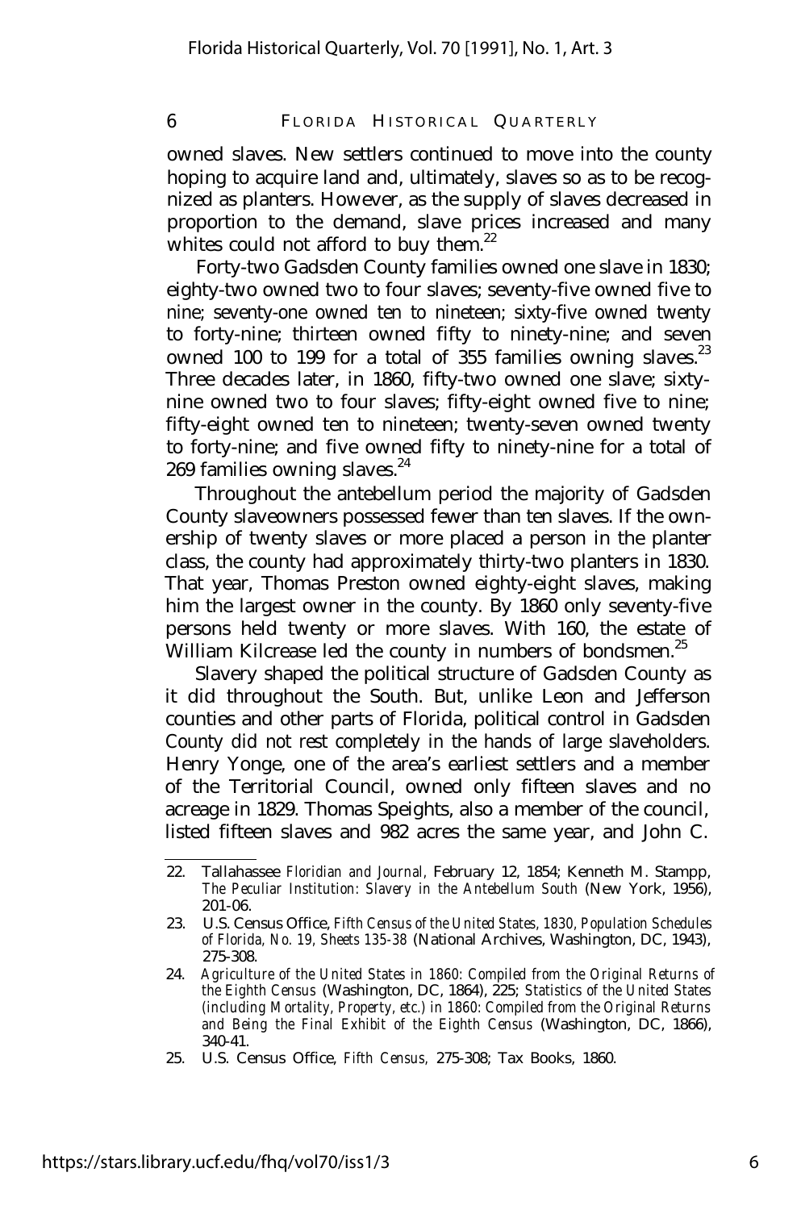owned slaves. New settlers continued to move into the county hoping to acquire land and, ultimately, slaves so as to be recognized as planters. However, as the supply of slaves decreased in proportion to the demand, slave prices increased and many whites could not afford to buy them.[22]

Forty-two Gadsden County families owned one slave in 1830; eighty-two owned two to four slaves; seventy-five owned five to nine; seventy-one owned ten to nineteen; sixty-five owned twenty to forty-nine; thirteen owned fifty to ninety-nine; and seven owned 100 to 199 for a total of 355 families owning slaves.[23] Three decades later, in 1860, fifty-two owned one slave; sixty-nine owned two to four slaves; fifty-eight owned five to nine; fifty-eight owned ten to nineteen; twenty-seven owned twenty to forty-nine; and five owned fifty to ninety-nine for a total of 269 families owning slaves.[24]

Throughout the antebellum period the majority of Gadsden County slaveowners possessed fewer than ten slaves. If the ownership of twenty slaves or more placed a person in the planter class, the county had approximately thirty-two planters in 1830. That year, Thomas Preston owned eighty-eight slaves, making him the largest owner in the county. By 1860 only seventy-five persons held twenty or more slaves. With 160, the estate of William Kilcrease led the county in numbers of bondsmen.[25]

Slavery shaped the political structure of Gadsden County as it did throughout the South. But, unlike Leon and Jefferson counties and other parts of Florida, political control in Gadsden County did not rest completely in the hands of large slaveholders. Henry Yonge, one of the area's earliest settlers and a member of the Territorial Council, owned only fifteen slaves and no acreage in 1829. Thomas Speights, also a member of the council, listed fifteen slaves and 982 acres the same year, and John C.

---

22. Tallahassee *Floridian and Journal*, February 12, 1854; Kenneth M. Stampp, *The Peculiar Institution: Slavery in the Antebellum South* (New York, 1956), 201-06.
23. U.S. Census Office, *Fifth Census of the United States, 1830, Population Schedules of Florida, No. 19, Sheets 135-38* (National Archives, Washington, DC, 1943), 275-308.
24. *Agriculture of the United States in 1860: Compiled from the Original Returns of the Eighth Census* (Washington, DC, 1864), 225; *Statistics of the United States (including Mortality, Property, etc.) in 1860: Compiled from the Original Returns and Being the Final Exhibit of the Eighth Census* (Washington, DC, 1866), 340-41.
25. U.S. Census Office, *Fifth Census*, 275-308; Tax Books, 1860.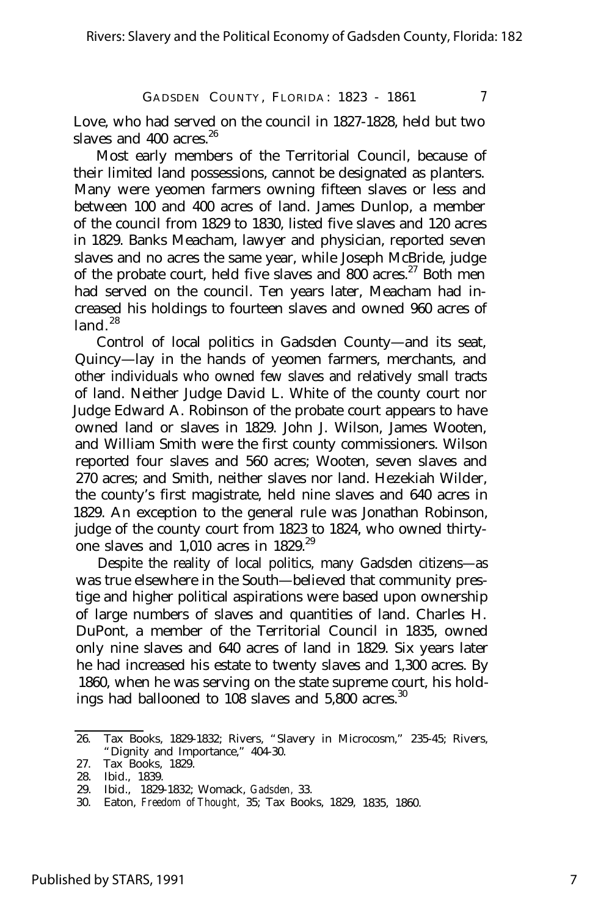Love, who had served on the council in 1827-1828, held but two slaves and 400 acres.[26]

Most early members of the Territorial Council, because of their limited land possessions, cannot be designated as planters. Many were yeomen farmers owning fifteen slaves or less and between 100 and 400 acres of land. James Dunlop, a member of the council from 1829 to 1830, listed five slaves and 120 acres in 1829. Banks Meacham, lawyer and physician, reported seven slaves and no acres the same year, while Joseph McBride, judge of the probate court, held five slaves and 800 acres.[27] Both men had served on the council. Ten years later, Meacham had increased his holdings to fourteen slaves and owned 960 acres of land.[28]

Control of local politics in Gadsden County—and its seat, Quincy—lay in the hands of yeomen farmers, merchants, and other individuals who owned few slaves and relatively small tracts of land. Neither Judge David L. White of the county court nor Judge Edward A. Robinson of the probate court appears to have owned land or slaves in 1829. John J. Wilson, James Wooten, and William Smith were the first county commissioners. Wilson reported four slaves and 560 acres; Wooten, seven slaves and 270 acres; and Smith, neither slaves nor land. Hezekiah Wilder, the county's first magistrate, held nine slaves and 640 acres in 1829. An exception to the general rule was Jonathan Robinson, judge of the county court from 1823 to 1824, who owned thirty-one slaves and 1,010 acres in 1829.[29]

Despite the reality of local politics, many Gadsden citizens—as was true elsewhere in the South—believed that community prestige and higher political aspirations were based upon ownership of large numbers of slaves and quantities of land. Charles H. DuPont, a member of the Territorial Council in 1835, owned only nine slaves and 640 acres of land in 1829. Six years later he had increased his estate to twenty slaves and 1,300 acres. By 1860, when he was serving on the state supreme court, his holdings had ballooned to 108 slaves and 5,800 acres.[30]

---

26. Tax Books, 1829-1832; Rivers, "Slavery in Microcosm," 235-45; Rivers, "Dignity and Importance," 404-30.
27. Tax Books, 1829.
28. Ibid., 1839.
29. Ibid., 1829-1832; Womack, *Gadsden,* 33.
30. Eaton, *Freedom of Thought,* 35; Tax Books, 1829, 1835, 1860.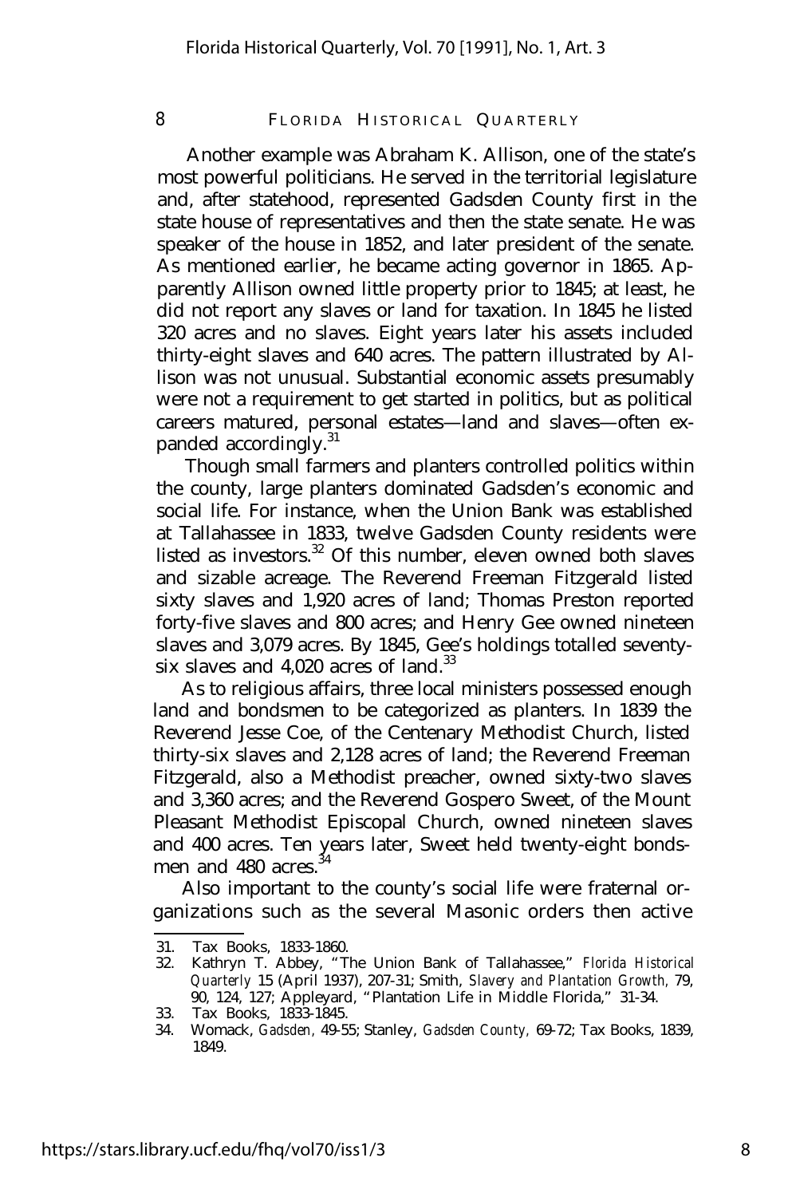Another example was Abraham K. Allison, one of the state's most powerful politicians. He served in the territorial legislature and, after statehood, represented Gadsden County first in the state house of representatives and then the state senate. He was speaker of the house in 1852, and later president of the senate. As mentioned earlier, he became acting governor in 1865. Apparently Allison owned little property prior to 1845; at least, he did not report any slaves or land for taxation. In 1845 he listed 320 acres and no slaves. Eight years later his assets included thirty-eight slaves and 640 acres. The pattern illustrated by Allison was not unusual. Substantial economic assets presumably were not a requirement to get started in politics, but as political careers matured, personal estates—land and slaves—often expanded accordingly.[31]

Though small farmers and planters controlled politics within the county, large planters dominated Gadsden's economic and social life. For instance, when the Union Bank was established at Tallahassee in 1833, twelve Gadsden County residents were listed as investors.[32] Of this number, eleven owned both slaves and sizable acreage. The Reverend Freeman Fitzgerald listed sixty slaves and 1,920 acres of land; Thomas Preston reported forty-five slaves and 800 acres; and Henry Gee owned nineteen slaves and 3,079 acres. By 1845, Gee's holdings totalled seventy-six slaves and 4,020 acres of land.[33]

As to religious affairs, three local ministers possessed enough land and bondsmen to be categorized as planters. In 1839 the Reverend Jesse Coe, of the Centenary Methodist Church, listed thirty-six slaves and 2,128 acres of land; the Reverend Freeman Fitzgerald, also a Methodist preacher, owned sixty-two slaves and 3,360 acres; and the Reverend Gospero Sweet, of the Mount Pleasant Methodist Episcopal Church, owned nineteen slaves and 400 acres. Ten years later, Sweet held twenty-eight bondsmen and 480 acres.[34]

Also important to the county's social life were fraternal organizations such as the several Masonic orders then active

---

31. Tax Books, 1833-1860.
32. Kathryn T. Abbey, "The Union Bank of Tallahassee," *Florida Historical Quarterly* 15 (April 1937), 207-31; Smith, *Slavery and Plantation Growth,* 79, 90, 124, 127; Appleyard, "Plantation Life in Middle Florida," 31-34.
33. Tax Books, 1833-1845.
34. Womack, *Gadsden,* 49-55; Stanley, *Gadsden County,* 69-72; Tax Books, 1839, 1849.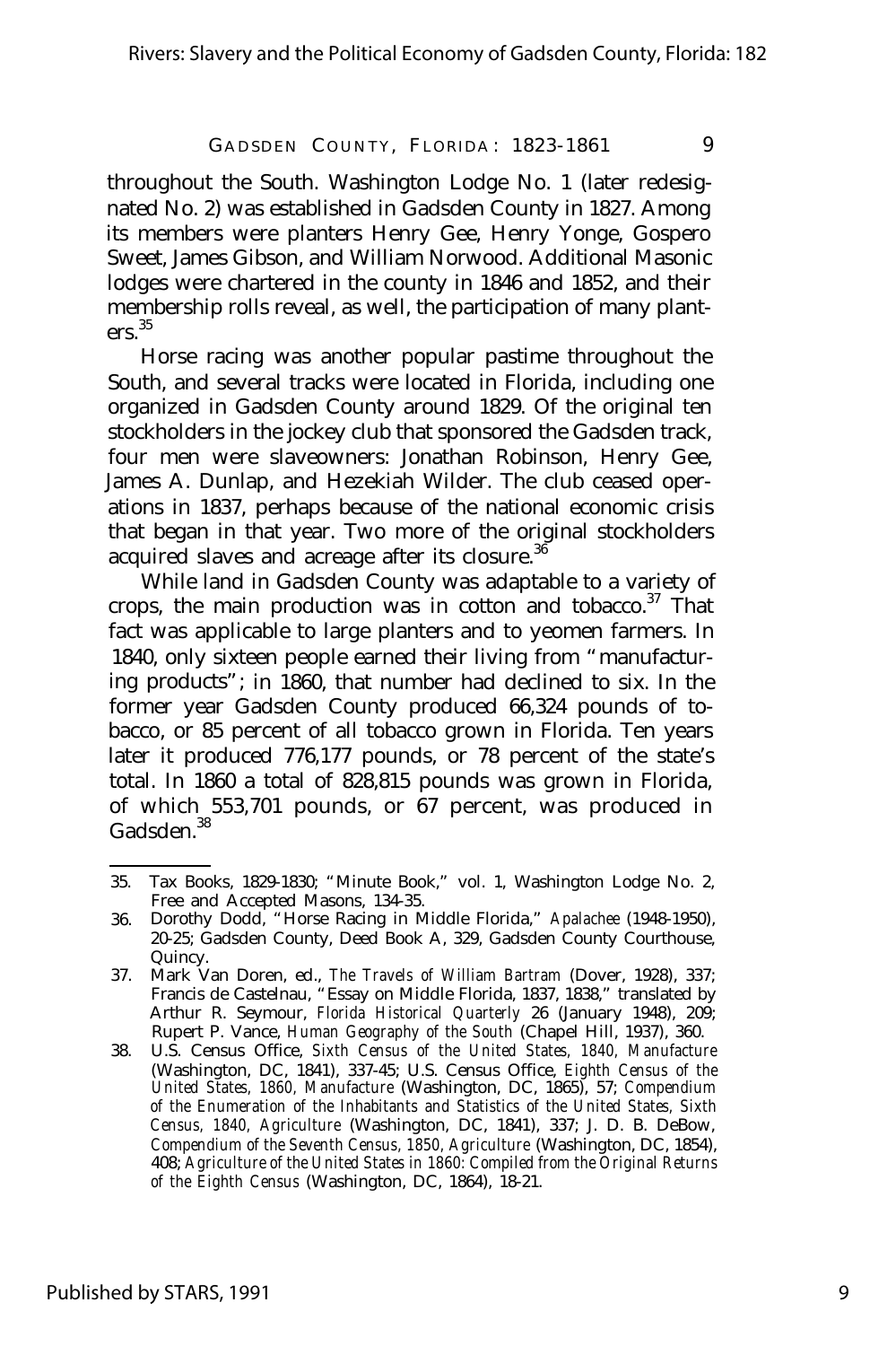throughout the South. Washington Lodge No. 1 (later redesignated No. 2) was established in Gadsden County in 1827. Among its members were planters Henry Gee, Henry Yonge, Gospero Sweet, James Gibson, and William Norwood. Additional Masonic lodges were chartered in the county in 1846 and 1852, and their membership rolls reveal, as well, the participation of many planters.[35]

Horse racing was another popular pastime throughout the South, and several tracks were located in Florida, including one organized in Gadsden County around 1829. Of the original ten stockholders in the jockey club that sponsored the Gadsden track, four men were slaveowners: Jonathan Robinson, Henry Gee, James A. Dunlap, and Hezekiah Wilder. The club ceased operations in 1837, perhaps because of the national economic crisis that began in that year. Two more of the original stockholders acquired slaves and acreage after its closure.[36]

While land in Gadsden County was adaptable to a variety of crops, the main production was in cotton and tobacco.[37] That fact was applicable to large planters and to yeomen farmers. In 1840, only sixteen people earned their living from "manufacturing products"; in 1860, that number had declined to six. In the former year Gadsden County produced 66,324 pounds of tobacco, or 85 percent of all tobacco grown in Florida. Ten years later it produced 776,177 pounds, or 78 percent of the state's total. In 1860 a total of 828,815 pounds was grown in Florida, of which 553,701 pounds, or 67 percent, was produced in Gadsden.[38]

---

35. Tax Books, 1829-1830; "Minute Book," vol. 1, Washington Lodge No. 2, Free and Accepted Masons, 134-35.
36. Dorothy Dodd, "Horse Racing in Middle Florida," *Apalachee* (1948-1950), 20-25; Gadsden County, Deed Book A, 329, Gadsden County Courthouse, Quincy.
37. Mark Van Doren, ed., *The Travels of William Bartram* (Dover, 1928), 337; Francis de Castelnau, "Essay on Middle Florida, 1837, 1838," translated by Arthur R. Seymour, *Florida Historical Quarterly* 26 (January 1948), 209; Rupert P. Vance, *Human Geography of the South* (Chapel Hill, 1937), 360.
38. U.S. Census Office, *Sixth Census of the United States, 1840, Manufacture* (Washington, DC, 1841), 337-45; U.S. Census Office, *Eighth Census of the United States, 1860, Manufacture* (Washington, DC, 1865), 57; *Compendium of the Enumeration of the Inhabitants and Statistics of the United States, Sixth Census, 1840, Agriculture* (Washington, DC, 1841), 337; J. D. B. DeBow, *Compendium of the Seventh Census, 1850, Agriculture* (Washington, DC, 1854), 408; *Agriculture of the United States in 1860: Compiled from the Original Returns of the Eighth Census* (Washington, DC, 1864), 18-21.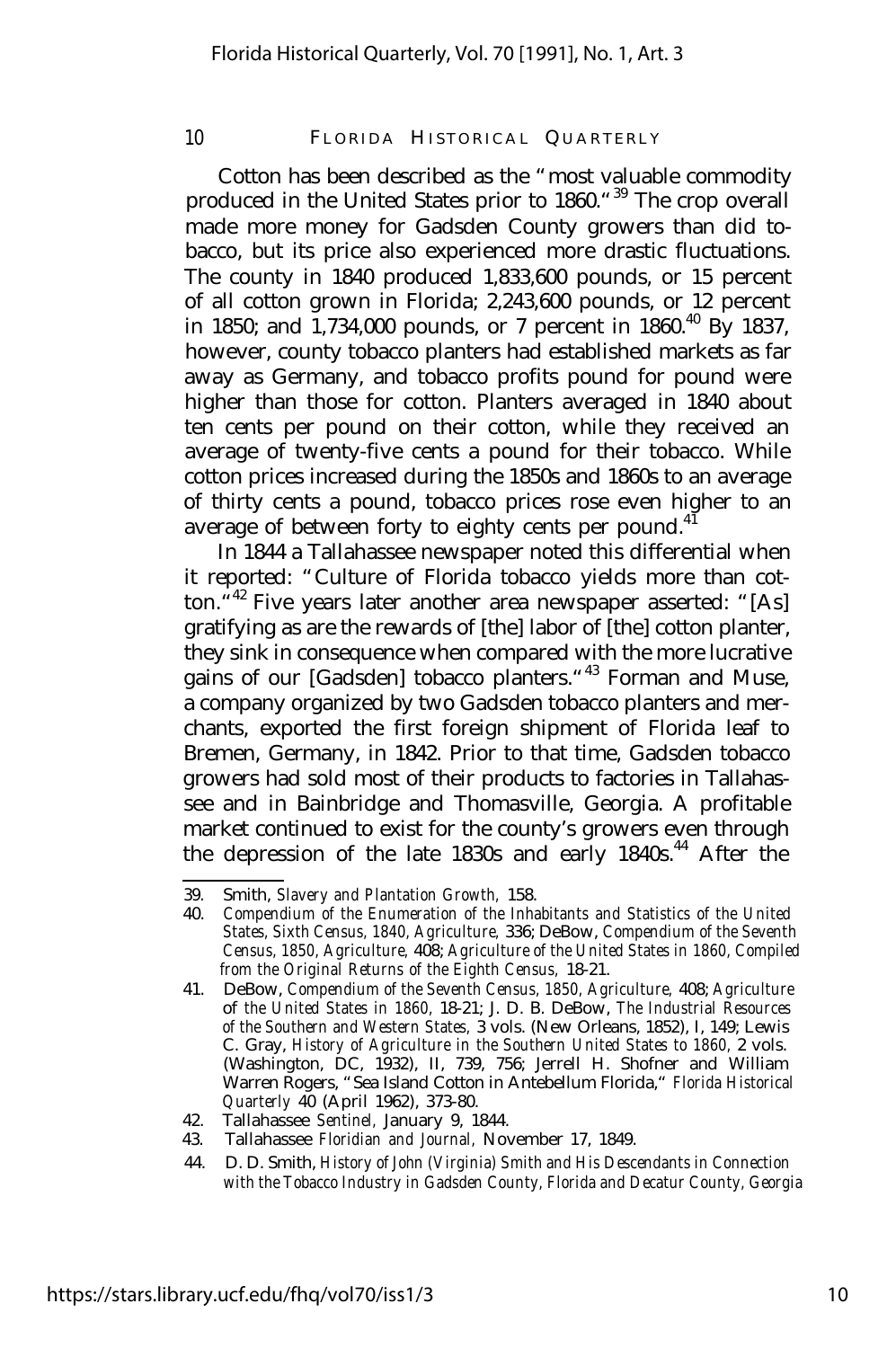Cotton has been described as the "most valuable commodity produced in the United States prior to 1860."[39] The crop overall made more money for Gadsden County growers than did tobacco, but its price also experienced more drastic fluctuations. The county in 1840 produced 1,833,600 pounds, or 15 percent of all cotton grown in Florida; 2,243,600 pounds, or 12 percent in 1850; and 1,734,000 pounds, or 7 percent in 1860.[40] By 1837, however, county tobacco planters had established markets as far away as Germany, and tobacco profits pound for pound were higher than those for cotton. Planters averaged in 1840 about ten cents per pound on their cotton, while they received an average of twenty-five cents a pound for their tobacco. While cotton prices increased during the 1850s and 1860s to an average of thirty cents a pound, tobacco prices rose even higher to an average of between forty to eighty cents per pound.[41]

In 1844 a Tallahassee newspaper noted this differential when it reported: "Culture of Florida tobacco yields more than cotton."[42] Five years later another area newspaper asserted: "[As] gratifying as are the rewards of [the] labor of [the] cotton planter, they sink in consequence when compared with the more lucrative gains of our [Gadsden] tobacco planters."[43] Forman and Muse, a company organized by two Gadsden tobacco planters and merchants, exported the first foreign shipment of Florida leaf to Bremen, Germany, in 1842. Prior to that time, Gadsden tobacco growers had sold most of their products to factories in Tallahassee and in Bainbridge and Thomasville, Georgia. A profitable market continued to exist for the county's growers even through the depression of the late 1830s and early 1840s.[44] After the

---

39. Smith, *Slavery and Plantation Growth,* 158.
40. *Compendium of the Enumeration of the Inhabitants and Statistics of the United States, Sixth Census, 1840, Agriculture,* 336; DeBow, *Compendium of the Seventh Census, 1850, Agriculture,* 408; *Agriculture of the United States in 1860, Compiled from the Original Returns of the Eighth Census,* 18-21.
41. DeBow, *Compendium of the Seventh Census, 1850, Agriculture,* 408; *Agriculture of the United States in 1860,* 18-21; J. D. B. DeBow, *The Industrial Resources of the Southern and Western States,* 3 vols. (New Orleans, 1852), I, 149; Lewis C. Gray, *History of Agriculture in the Southern United States to 1860,* 2 vols. (Washington, DC, 1932), II, 739, 756; Jerrell H. Shofner and William Warren Rogers, "Sea Island Cotton in Antebellum Florida," *Florida Historical Quarterly* 40 (April 1962), 373-80.
42. Tallahassee *Sentinel,* January 9, 1844.
43. Tallahassee *Floridian and Journal,* November 17, 1849.
44. D. D. Smith, *History of John (Virginia) Smith and His Descendants in Connection with the Tobacco Industry in Gadsden County, Florida and Decatur County, Georgia*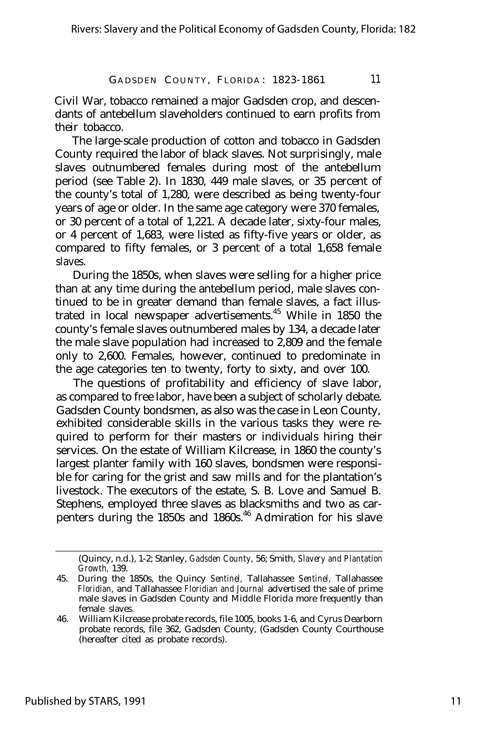Civil War, tobacco remained a major Gadsden crop, and descendants of antebellum slaveholders continued to earn profits from their tobacco.

The large-scale production of cotton and tobacco in Gadsden County required the labor of black slaves. Not surprisingly, male slaves outnumbered females during most of the antebellum period (see Table 2). In 1830, 449 male slaves, or 35 percent of the county's total of 1,280, were described as being twenty-four years of age or older. In the same age category were 370 females, or 30 percent of a total of 1,221. A decade later, sixty-four males, or 4 percent of 1,683, were listed as fifty-five years or older, as compared to fifty females, or 3 percent of a total 1,658 female slaves.

During the 1850s, when slaves were selling for a higher price than at any time during the antebellum period, male slaves continued to be in greater demand than female slaves, a fact illustrated in local newspaper advertisements.[45] While in 1850 the county's female slaves outnumbered males by 134, a decade later the male slave population had increased to 2,809 and the female only to 2,600. Females, however, continued to predominate in the age categories ten to twenty, forty to sixty, and over 100.

The questions of profitability and efficiency of slave labor, as compared to free labor, have been a subject of scholarly debate. Gadsden County bondsmen, as also was the case in Leon County, exhibited considerable skills in the various tasks they were required to perform for their masters or individuals hiring their services. On the estate of William Kilcrease, in 1860 the county's largest planter family with 160 slaves, bondsmen were responsible for caring for the grist and saw mills and for the plantation's livestock. The executors of the estate, S. B. Love and Samuel B. Stephens, employed three slaves as blacksmiths and two as carpenters during the 1850s and 1860s.[46] Admiration for his slave

---

(Quincy, n.d.), 1-2; Stanley, *Gadsden County,* 56; Smith, *Slavery and Plantation Growth,* 139.

45. During the 1850s, the Quincy *Sentinel,* Tallahassee *Sentinel,* Tallahassee *Floridian,* and Tallahassee *Floridian and Journal* advertised the sale of prime male slaves in Gadsden County and Middle Florida more frequently than female slaves.

46. William Kilcrease probate records, file 1005, books 1-6, and Cyrus Dearborn probate records, file 362, Gadsden County, (Gadsden County Courthouse (hereafter cited as probate records).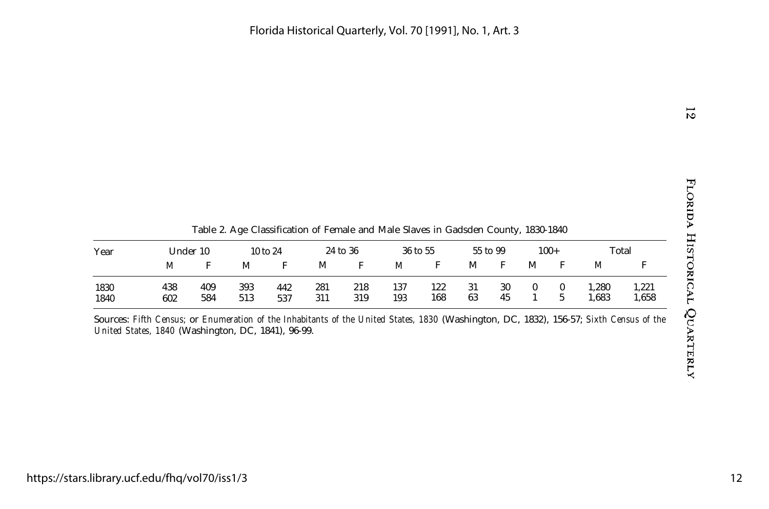Table 2. Age Classification of Female and Male Slaves in Gadsden County, 1830-1840

| Year | Under 10 | | 10 to 24 | | 24 to 36 | | 36 to 55 | | 55 to 99 | | 100+ | | Total | |
|---|---|---|---|---|---|---|---|---|---|---|---|---|---|---|
| | M | F | M | F | M | F | M | F | M | F | M | F | M | F |
| 1830 | 438 | 409 | 393 | 442 | 281 | 218 | 137 | 122 | 31 | 30 | 0 | 0 | 1,280 | 1,221 |
| 1840 | 602 | 584 | 513 | 537 | 311 | 319 | 193 | 168 | 63 | 45 | 1 | 5 | 1,683 | 1,658 |

Sources: *Fifth Census; or Enumeration of the Inhabitants of the United States, 1830* (Washington, DC, 1832), 156-57; *Sixth Census of the United States, 1840* (Washington, DC, 1841), 96-99.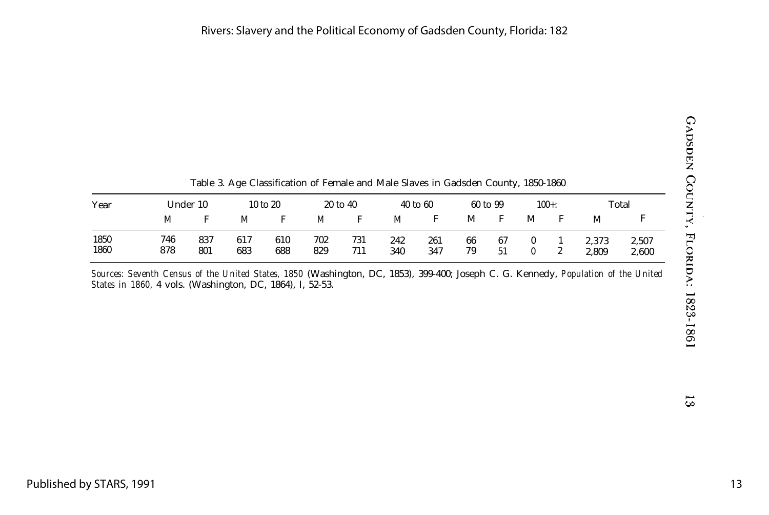Table 3. Age Classification of Female and Male Slaves in Gadsden County, 1850-1860

| Year | Under 10 | | 10 to 20 | | 20 to 40 | | 40 to 60 | | 60 to 99 | | 100+: | | Total | |
|---|---|---|---|---|---|---|---|---|---|---|---|---|---|---|
| | M | F | M | F | M | F | M | F | M | F | M | F | M | F |
| 1850 | 746 | 837 | 617 | 610 | 702 | 731 | 242 | 261 | 66 | 67 | 0 | 1 | 2,373 | 2,507 |
| 1860 | 878 | 801 | 683 | 688 | 829 | 711 | 340 | 347 | 79 | 51 | 0 | 2 | 2,809 | 2,600 |

*Sources: Seventh Census of the United States, 1850* (Washington, DC, 1853), 399-400; Joseph C. G. Kennedy, *Population of the United States in 1860,* 4 vols. (Washington, DC, 1864), I, 52-53.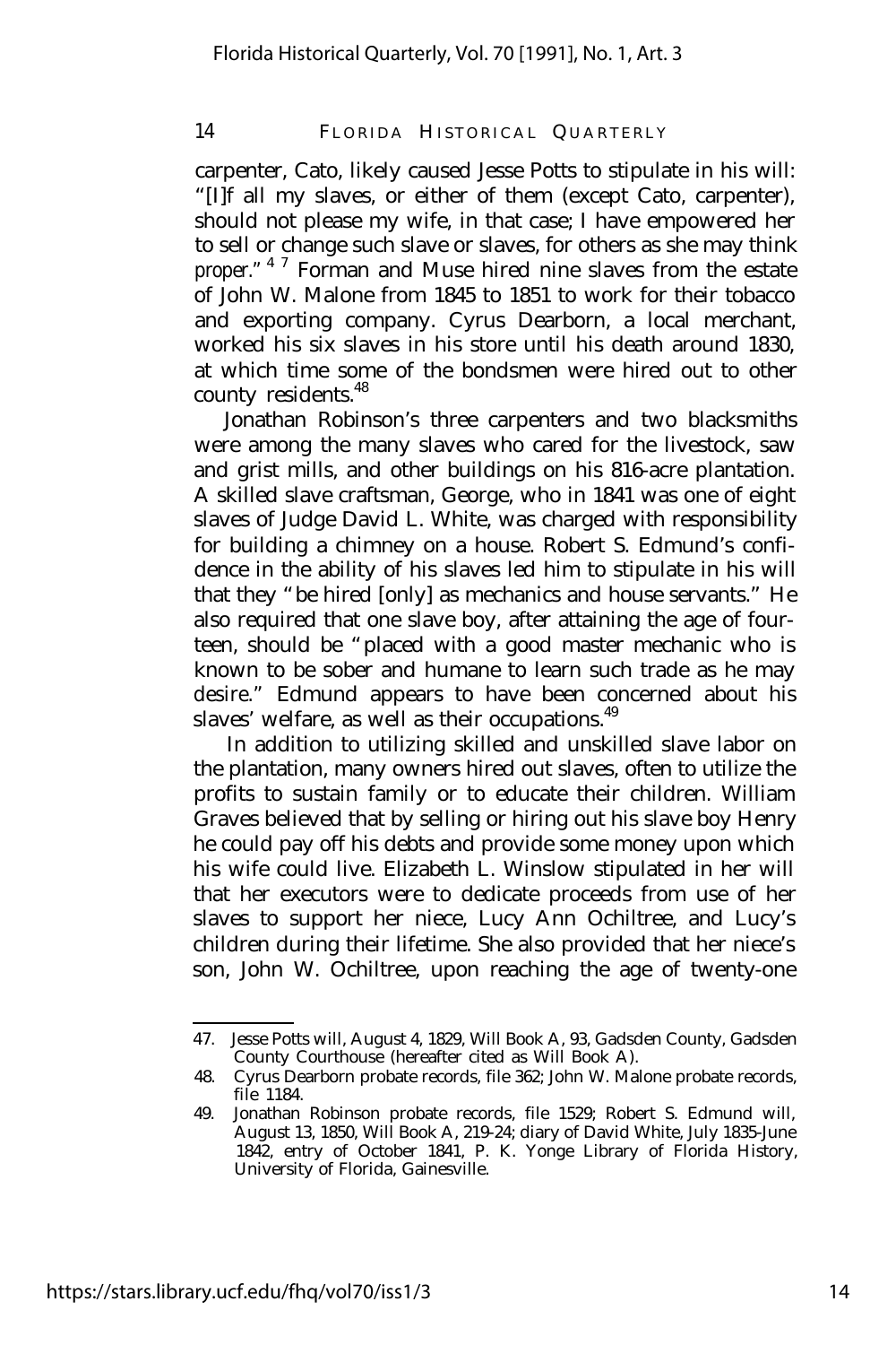carpenter, Cato, likely caused Jesse Potts to stipulate in his will: "[I]f all my slaves, or either of them (except Cato, carpenter), should not please my wife, in that case; I have empowered her to sell or change such slave or slaves, for others as she may think proper."[47] Forman and Muse hired nine slaves from the estate of John W. Malone from 1845 to 1851 to work for their tobacco and exporting company. Cyrus Dearborn, a local merchant, worked his six slaves in his store until his death around 1830, at which time some of the bondsmen were hired out to other county residents.[48]

Jonathan Robinson's three carpenters and two blacksmiths were among the many slaves who cared for the livestock, saw and grist mills, and other buildings on his 816-acre plantation. A skilled slave craftsman, George, who in 1841 was one of eight slaves of Judge David L. White, was charged with responsibility for building a chimney on a house. Robert S. Edmund's confidence in the ability of his slaves led him to stipulate in his will that they "be hired [only] as mechanics and house servants." He also required that one slave boy, after attaining the age of fourteen, should be "placed with a good master mechanic who is known to be sober and humane to learn such trade as he may desire." Edmund appears to have been concerned about his slaves' welfare, as well as their occupations.[49]

In addition to utilizing skilled and unskilled slave labor on the plantation, many owners hired out slaves, often to utilize the profits to sustain family or to educate their children. William Graves believed that by selling or hiring out his slave boy Henry he could pay off his debts and provide some money upon which his wife could live. Elizabeth L. Winslow stipulated in her will that her executors were to dedicate proceeds from use of her slaves to support her niece, Lucy Ann Ochiltree, and Lucy's children during their lifetime. She also provided that her niece's son, John W. Ochiltree, upon reaching the age of twenty-one

---

47. Jesse Potts will, August 4, 1829, Will Book A, 93, Gadsden County, Gadsden County Courthouse (hereafter cited as Will Book A).
48. Cyrus Dearborn probate records, file 362; John W. Malone probate records, file 1184.
49. Jonathan Robinson probate records, file 1529; Robert S. Edmund will, August 13, 1850, Will Book A, 219-24; diary of David White, July 1835-June 1842, entry of October 1841, P. K. Yonge Library of Florida History, University of Florida, Gainesville.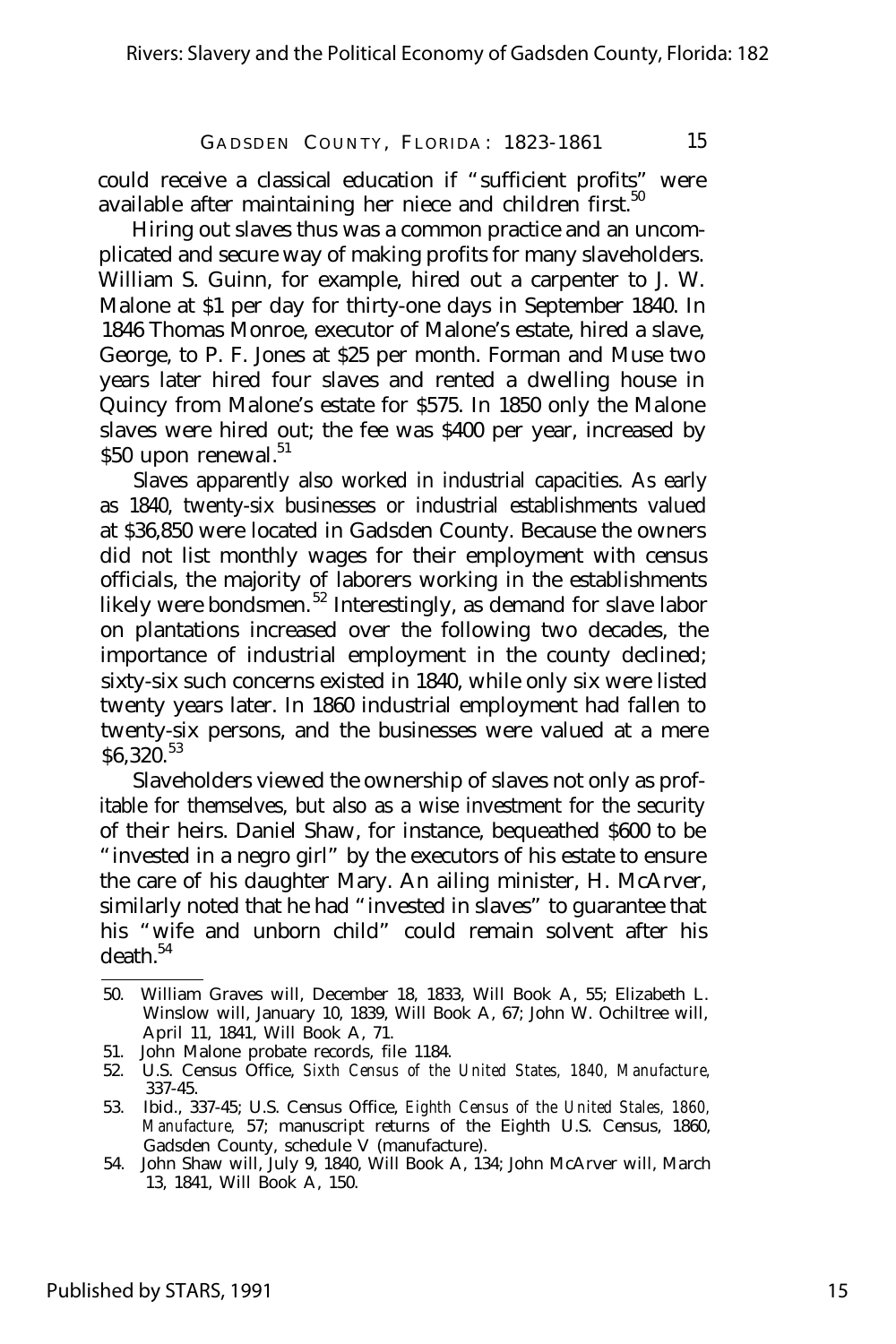could receive a classical education if "sufficient profits" were available after maintaining her niece and children first.[50]

Hiring out slaves thus was a common practice and an uncomplicated and secure way of making profits for many slaveholders. William S. Guinn, for example, hired out a carpenter to J. W. Malone at $1 per day for thirty-one days in September 1840. In 1846 Thomas Monroe, executor of Malone's estate, hired a slave, George, to P. F. Jones at $25 per month. Forman and Muse two years later hired four slaves and rented a dwelling house in Quincy from Malone's estate for $575. In 1850 only the Malone slaves were hired out; the fee was $400 per year, increased by $50 upon renewal.[51]

Slaves apparently also worked in industrial capacities. As early as 1840, twenty-six businesses or industrial establishments valued at $36,850 were located in Gadsden County. Because the owners did not list monthly wages for their employment with census officials, the majority of laborers working in the establishments likely were bondsmen.[52] Interestingly, as demand for slave labor on plantations increased over the following two decades, the importance of industrial employment in the county declined; sixty-six such concerns existed in 1840, while only six were listed twenty years later. In 1860 industrial employment had fallen to twenty-six persons, and the businesses were valued at a mere $6,320.[53]

Slaveholders viewed the ownership of slaves not only as profitable for themselves, but also as a wise investment for the security of their heirs. Daniel Shaw, for instance, bequeathed $600 to be "invested in a negro girl" by the executors of his estate to ensure the care of his daughter Mary. An ailing minister, H. McArver, similarly noted that he had "invested in slaves" to guarantee that his "wife and unborn child" could remain solvent after his death.[54]

---

50. William Graves will, December 18, 1833, Will Book A, 55; Elizabeth L. Winslow will, January 10, 1839, Will Book A, 67; John W. Ochiltree will, April 11, 1841, Will Book A, 71.
51. John Malone probate records, file 1184.
52. U.S. Census Office, *Sixth Census of the United States, 1840, Manufacture,* 337-45.
53. Ibid., 337-45; U.S. Census Office, *Eighth Census of the United Stales, 1860, Manufacture,* 57; manuscript returns of the Eighth U.S. Census, 1860, Gadsden County, schedule V (manufacture).
54. John Shaw will, July 9, 1840, Will Book A, 134; John McArver will, March 13, 1841, Will Book A, 150.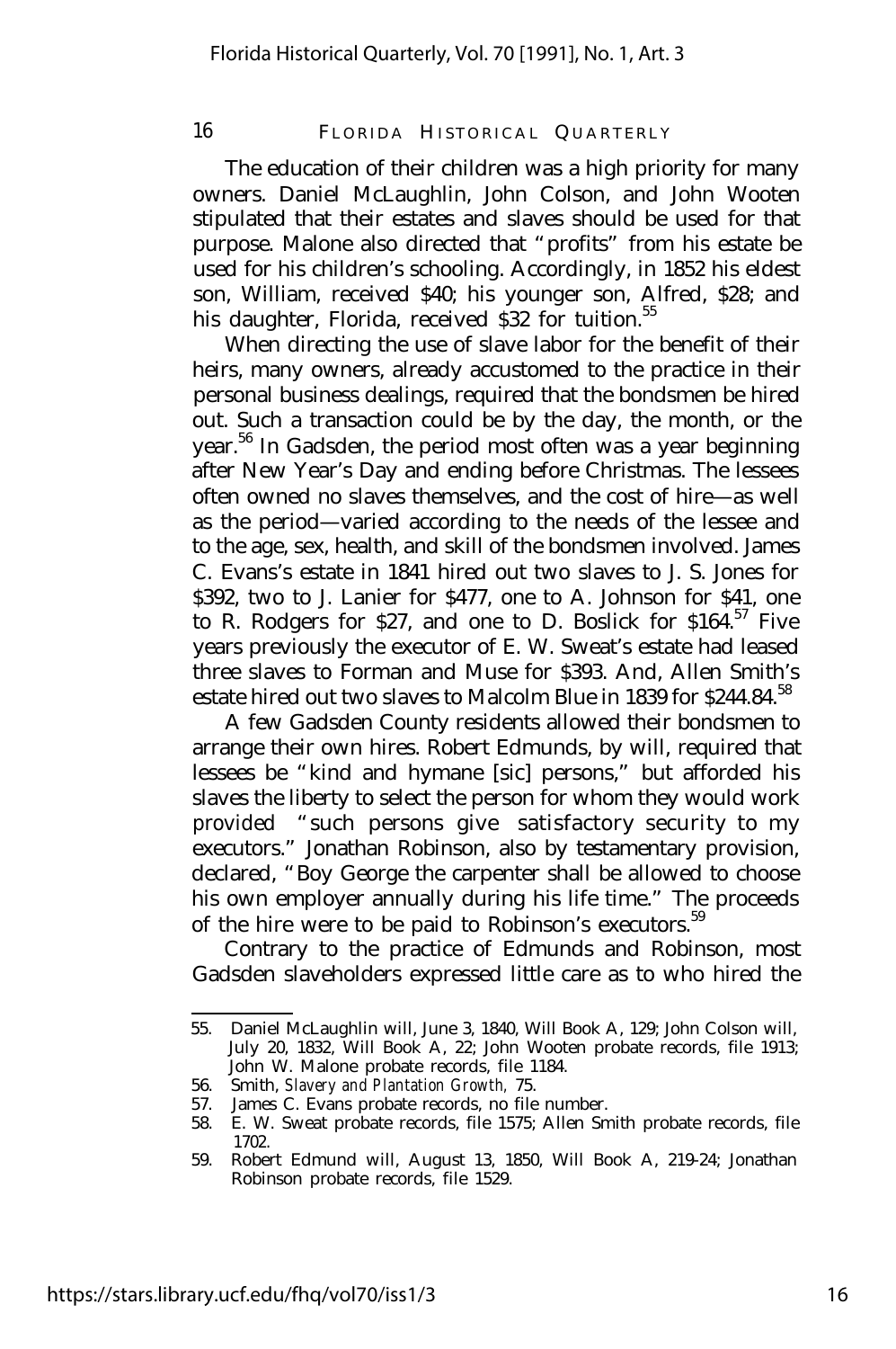The education of their children was a high priority for many owners. Daniel McLaughlin, John Colson, and John Wooten stipulated that their estates and slaves should be used for that purpose. Malone also directed that "profits" from his estate be used for his children's schooling. Accordingly, in 1852 his eldest son, William, received $40; his younger son, Alfred, $28; and his daughter, Florida, received $32 for tuition.[55]

When directing the use of slave labor for the benefit of their heirs, many owners, already accustomed to the practice in their personal business dealings, required that the bondsmen be hired out. Such a transaction could be by the day, the month, or the year.[56] In Gadsden, the period most often was a year beginning after New Year's Day and ending before Christmas. The lessees often owned no slaves themselves, and the cost of hire—as well as the period—varied according to the needs of the lessee and to the age, sex, health, and skill of the bondsmen involved. James C. Evans's estate in 1841 hired out two slaves to J. S. Jones for $392, two to J. Lanier for $477, one to A. Johnson for $41, one to R. Rodgers for $27, and one to D. Boslick for $164.[57] Five years previously the executor of E. W. Sweat's estate had leased three slaves to Forman and Muse for $393. And, Allen Smith's estate hired out two slaves to Malcolm Blue in 1839 for $244.84.[58]

A few Gadsden County residents allowed their bondsmen to arrange their own hires. Robert Edmunds, by will, required that lessees be "kind and hymane [sic] persons," but afforded his slaves the liberty to select the person for whom they would work provided "such persons give satisfactory security to my executors." Jonathan Robinson, also by testamentary provision, declared, "Boy George the carpenter shall be allowed to choose his own employer annually during his life time." The proceeds of the hire were to be paid to Robinson's executors.[59]

Contrary to the practice of Edmunds and Robinson, most Gadsden slaveholders expressed little care as to who hired the

---

55. Daniel McLaughlin will, June 3, 1840, Will Book A, 129; John Colson will, July 20, 1832, Will Book A, 22; John Wooten probate records, file 1913; John W. Malone probate records, file 1184.
56. Smith, *Slavery and Plantation Growth,* 75.
57. James C. Evans probate records, no file number.
58. E. W. Sweat probate records, file 1575; Allen Smith probate records, file 1702.
59. Robert Edmund will, August 13, 1850, Will Book A, 219-24; Jonathan Robinson probate records, file 1529.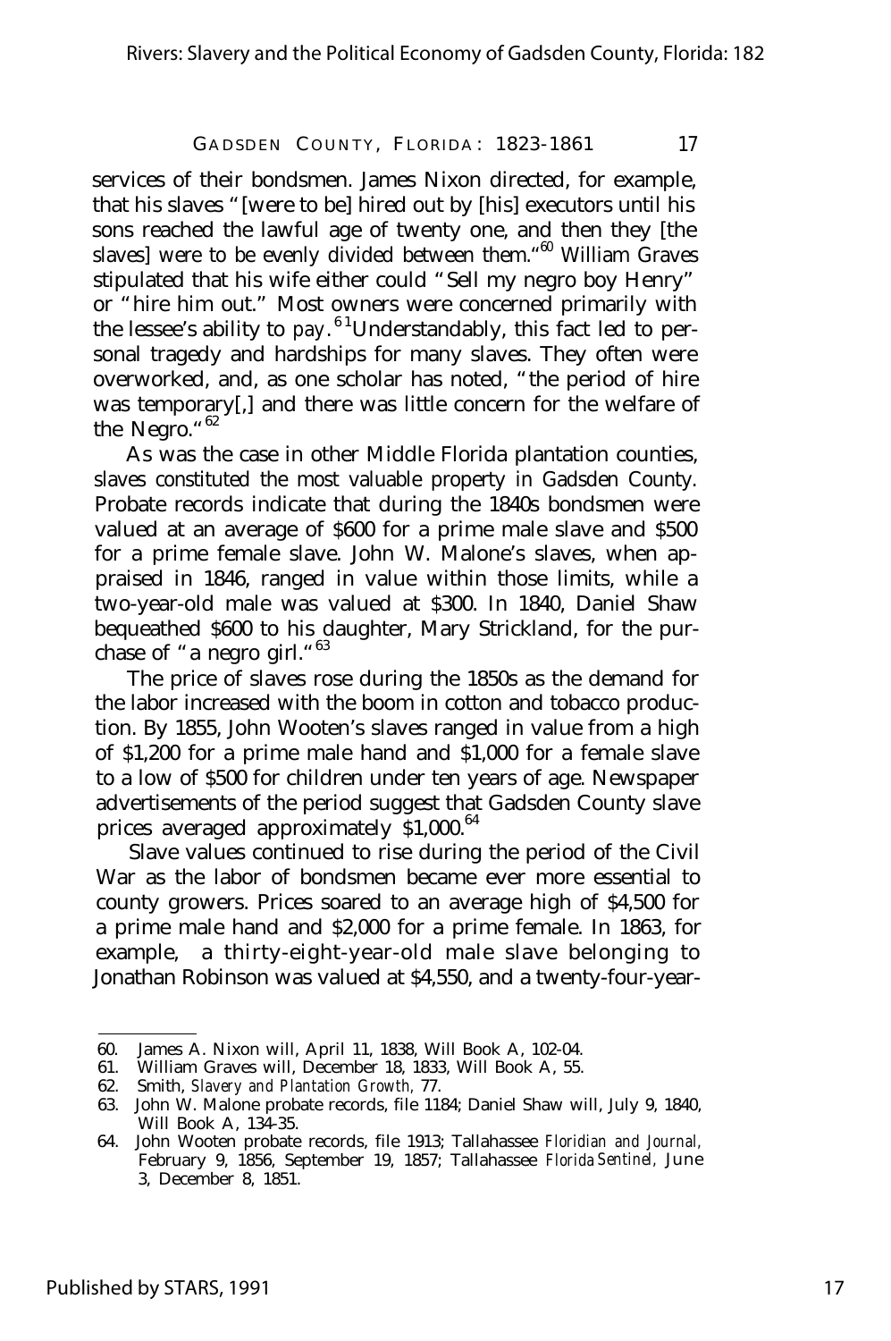services of their bondsmen. James Nixon directed, for example, that his slaves "[were to be] hired out by [his] executors until his sons reached the lawful age of twenty one, and then they [the slaves] were to be evenly divided between them."[60] William Graves stipulated that his wife either could "Sell my negro boy Henry" or "hire him out." Most owners were concerned primarily with the lessee's ability to pay.[61] Understandably, this fact led to personal tragedy and hardships for many slaves. They often were overworked, and, as one scholar has noted, "the period of hire was temporary[,] and there was little concern for the welfare of the Negro."[62]

As was the case in other Middle Florida plantation counties, slaves constituted the most valuable property in Gadsden County. Probate records indicate that during the 1840s bondsmen were valued at an average of $600 for a prime male slave and $500 for a prime female slave. John W. Malone's slaves, when appraised in 1846, ranged in value within those limits, while a two-year-old male was valued at $300. In 1840, Daniel Shaw bequeathed $600 to his daughter, Mary Strickland, for the purchase of "a negro girl."[63]

The price of slaves rose during the 1850s as the demand for the labor increased with the boom in cotton and tobacco production. By 1855, John Wooten's slaves ranged in value from a high of $1,200 for a prime male hand and $1,000 for a female slave to a low of $500 for children under ten years of age. Newspaper advertisements of the period suggest that Gadsden County slave prices averaged approximately $1,000.[64]

Slave values continued to rise during the period of the Civil War as the labor of bondsmen became ever more essential to county growers. Prices soared to an average high of $4,500 for a prime male hand and $2,000 for a prime female. In 1863, for example, a thirty-eight-year-old male slave belonging to Jonathan Robinson was valued at $4,550, and a twenty-four-year-

---

60. James A. Nixon will, April 11, 1838, Will Book A, 102-04.
61. William Graves will, December 18, 1833, Will Book A, 55.
62. Smith, *Slavery and Plantation Growth*, 77.
63. John W. Malone probate records, file 1184; Daniel Shaw will, July 9, 1840, Will Book A, 134-35.
64. John Wooten probate records, file 1913; Tallahassee *Floridian and Journal*, February 9, 1856, September 19, 1857; Tallahassee *Florida Sentinel*, June 3, December 8, 1851.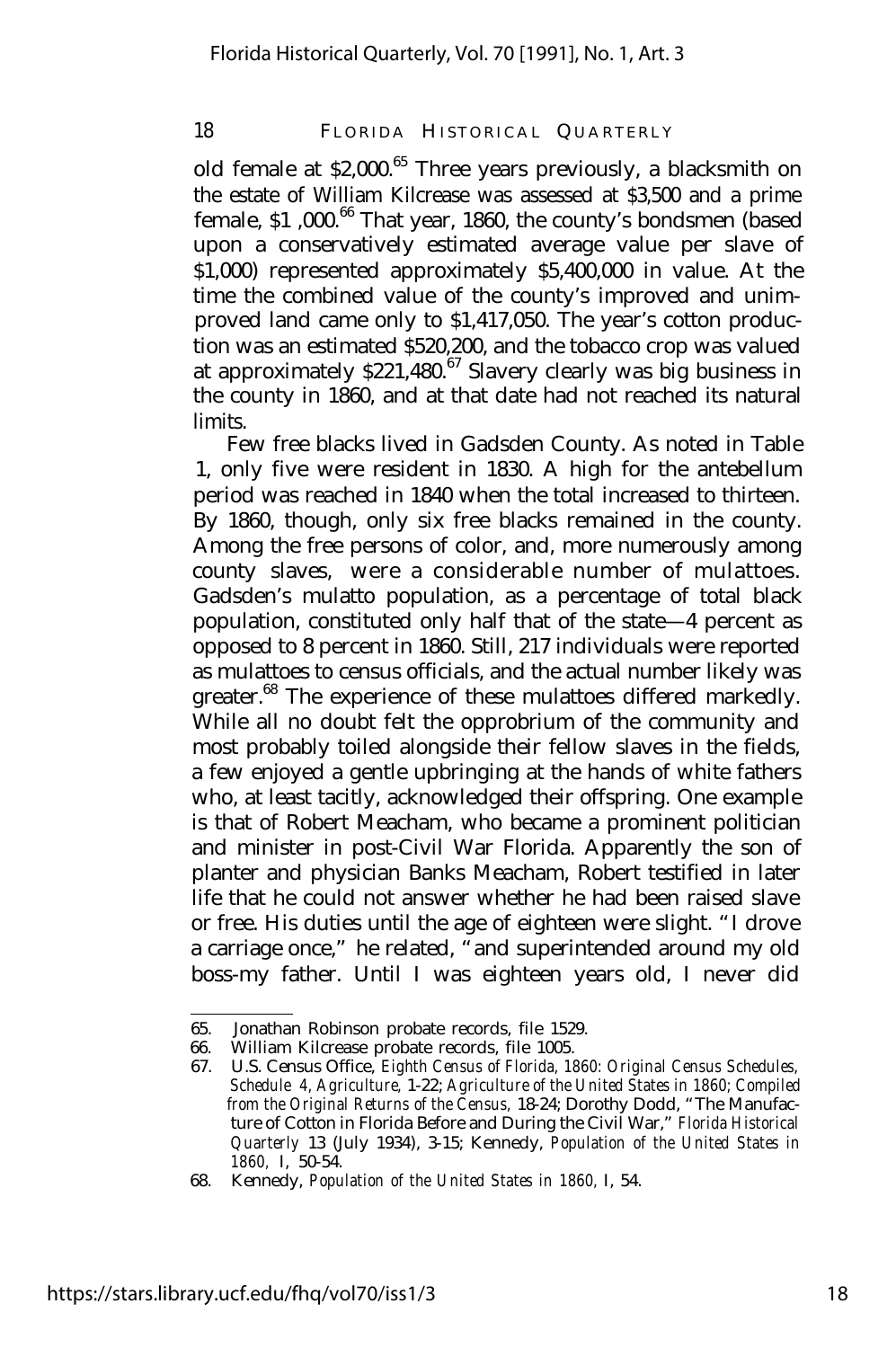old female at $2,000.[65] Three years previously, a blacksmith on the estate of William Kilcrease was assessed at $3,500 and a prime female, $1 ,000.[66] That year, 1860, the county's bondsmen (based upon a conservatively estimated average value per slave of $1,000) represented approximately $5,400,000 in value. At the time the combined value of the county's improved and unimproved land came only to $1,417,050. The year's cotton production was an estimated $520,200, and the tobacco crop was valued at approximately $221,480.[67] Slavery clearly was big business in the county in 1860, and at that date had not reached its natural limits.

Few free blacks lived in Gadsden County. As noted in Table 1, only five were resident in 1830. A high for the antebellum period was reached in 1840 when the total increased to thirteen. By 1860, though, only six free blacks remained in the county. Among the free persons of color, and, more numerously among county slaves, were a considerable number of mulattoes. Gadsden's mulatto population, as a percentage of total black population, constituted only half that of the state—4 percent as opposed to 8 percent in 1860. Still, 217 individuals were reported as mulattoes to census officials, and the actual number likely was greater.[68] The experience of these mulattoes differed markedly. While all no doubt felt the opprobrium of the community and most probably toiled alongside their fellow slaves in the fields, a few enjoyed a gentle upbringing at the hands of white fathers who, at least tacitly, acknowledged their offspring. One example is that of Robert Meacham, who became a prominent politician and minister in post-Civil War Florida. Apparently the son of planter and physician Banks Meacham, Robert testified in later life that he could not answer whether he had been raised slave or free. His duties until the age of eighteen were slight. "I drove a carriage once," he related, "and superintended around my old boss-my father. Until I was eighteen years old, I never did

65. Jonathan Robinson probate records, file 1529.
66. William Kilcrease probate records, file 1005.
67. U.S. Census Office, *Eighth Census of Florida, 1860: Original Census Schedules, Schedule 4, Agriculture*, 1-22; *Agriculture of the United States in 1860; Compiled from the Original Returns of the Census*, 18-24; Dorothy Dodd, "The Manufacture of Cotton in Florida Before and During the Civil War," *Florida Historical Quarterly* 13 (July 1934), 3-15; Kennedy, *Population of the United States in 1860*, I, 50-54.
68. Kennedy, *Population of the United States in 1860*, I, 54.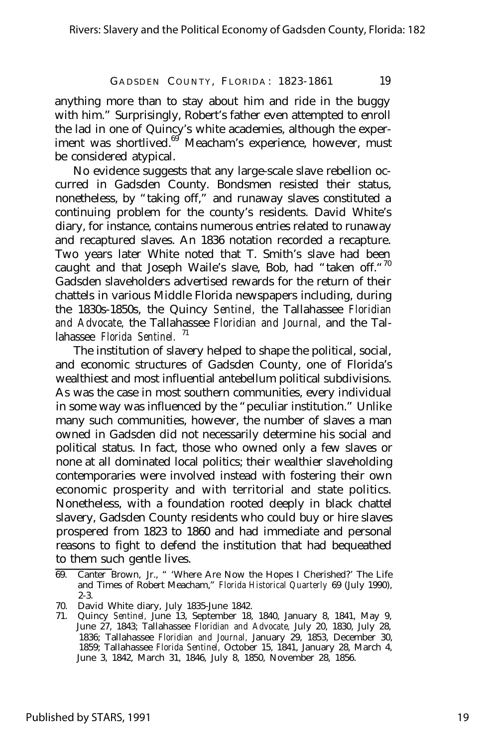anything more than to stay about him and ride in the buggy with him." Surprisingly, Robert's father even attempted to enroll the lad in one of Quincy's white academies, although the experiment was shortlived.[69] Meacham's experience, however, must be considered atypical.

No evidence suggests that any large-scale slave rebellion occurred in Gadsden County. Bondsmen resisted their status, nonetheless, by "taking off," and runaway slaves constituted a continuing problem for the county's residents. David White's diary, for instance, contains numerous entries related to runaway and recaptured slaves. An 1836 notation recorded a recapture. Two years later White noted that T. Smith's slave had been caught and that Joseph Waile's slave, Bob, had "taken off."[70] Gadsden slaveholders advertised rewards for the return of their chattels in various Middle Florida newspapers including, during the 1830s-1850s, the Quincy *Sentinel,* the Tallahassee *Floridian and Advocate,* the Tallahassee *Floridian and Journal,* and the Tallahassee *Florida Sentinel.*[71]

The institution of slavery helped to shape the political, social, and economic structures of Gadsden County, one of Florida's wealthiest and most influential antebellum political subdivisions. As was the case in most southern communities, every individual in some way was influenced by the "peculiar institution." Unlike many such communities, however, the number of slaves a man owned in Gadsden did not necessarily determine his social and political status. In fact, those who owned only a few slaves or none at all dominated local politics; their wealthier slaveholding contemporaries were involved instead with fostering their own economic prosperity and with territorial and state politics. Nonetheless, with a foundation rooted deeply in black chattel slavery, Gadsden County residents who could buy or hire slaves prospered from 1823 to 1860 and had immediate and personal reasons to fight to defend the institution that had bequeathed to them such gentle lives.

69. Canter Brown, Jr., " 'Where Are Now the Hopes I Cherished?' The Life and Times of Robert Meacham," *Florida Historical Quarterly* 69 (July 1990), 2-3.
70. David White diary, July 1835-June 1842.
71. Quincy *Sentinel,* June 13, September 18, 1840, January 8, 1841, May 9, June 27, 1843; Tallahassee *Floridian and Advocate,* July 20, 1830, July 28, 1836; Tallahassee *Floridian and Journal,* January 29, 1853, December 30, 1859; Tallahassee *Florida Sentinel,* October 15, 1841, January 28, March 4, June 3, 1842, March 31, 1846, July 8, 1850, November 28, 1856.